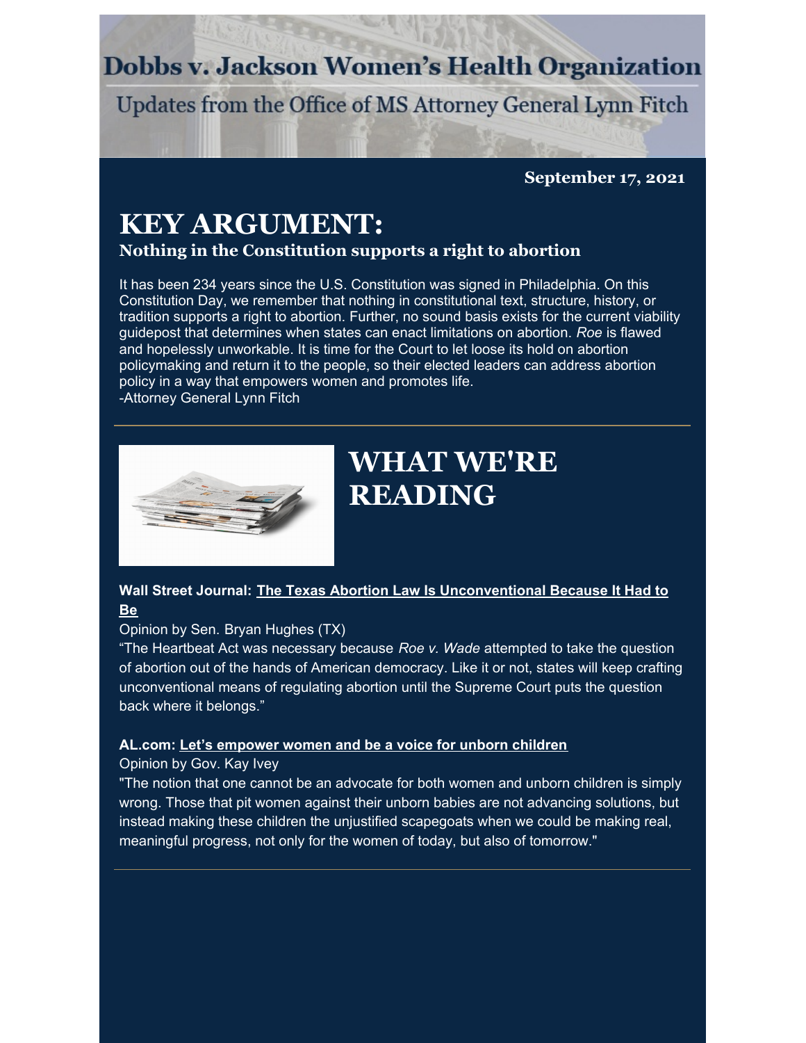# Dobbs v. Jackson Women's Health Organization

Updates from the Office of MS Attorney General Lynn Fitch

**September 17, 2021**

# KEY ARGUMENT:

### Nothing in the Constitution supports a right to abortion

It has been 234 years since the U.S. Constitution was signed in Philadelphia. On this Constitution Day, we remember that nothing in constitutional text, structure, history, or tradition supports a right to abortion. Further, no sound basis exists for the current viability guidepost that determines when states can enact limitations on abortion. *Roe* is flawed and hopelessly unworkable. It is time for the Court to let loose its hold on abortion policymaking and return it to the people, so their elected leaders can address abortion policy in a way that empowers women and promotes life.
-Attorney General Lynn Fitch

---

# WHAT WE'RE READING

**Wall Street Journal: The Texas Abortion Law Is Unconventional Because It Had to Be**

Opinion by Sen. Bryan Hughes (TX)

"The Heartbeat Act was necessary because *Roe v. Wade* attempted to take the question of abortion out of the hands of American democracy. Like it or not, states will keep crafting unconventional means of regulating abortion until the Supreme Court puts the question back where it belongs."

**AL.com: Let's empower women and be a voice for unborn children**

Opinion by Gov. Kay Ivey

"The notion that one cannot be an advocate for both women and unborn children is simply wrong. Those that pit women against their unborn babies are not advancing solutions, but instead making these children the unjustified scapegoats when we could be making real, meaningful progress, not only for the women of today, but also of tomorrow."

---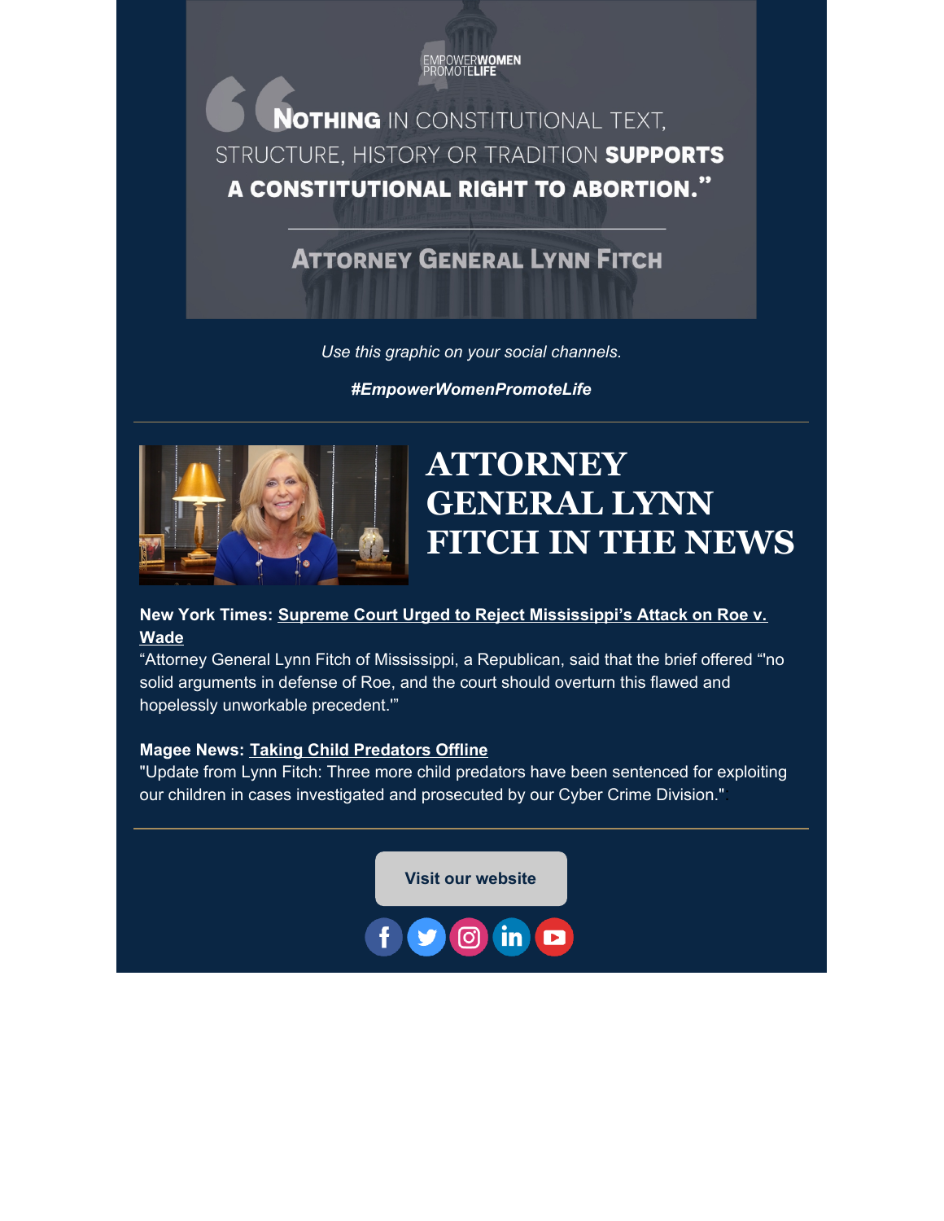EMPOWERWOMEN PROMOTELIFE

"NOTHING IN CONSTITUTIONAL TEXT, STRUCTURE, HISTORY OR TRADITION SUPPORTS A CONSTITUTIONAL RIGHT TO ABORTION."

ATTORNEY GENERAL LYNN FITCH

*Use this graphic on your social channels.*

***#EmpowerWomenPromoteLife***

---

# ATTORNEY GENERAL LYNN FITCH IN THE NEWS

**New York Times: Supreme Court Urged to Reject Mississippi's Attack on Roe v. Wade**
"Attorney General Lynn Fitch of Mississippi, a Republican, said that the brief offered "'no solid arguments in defense of Roe, and the court should overturn this flawed and hopelessly unworkable precedent.'"

**Magee News: Taking Child Predators Offline**
"Update from Lynn Fitch: Three more child predators have been sentenced for exploiting our children in cases investigated and prosecuted by our Cyber Crime Division.".

---

**Visit our website**